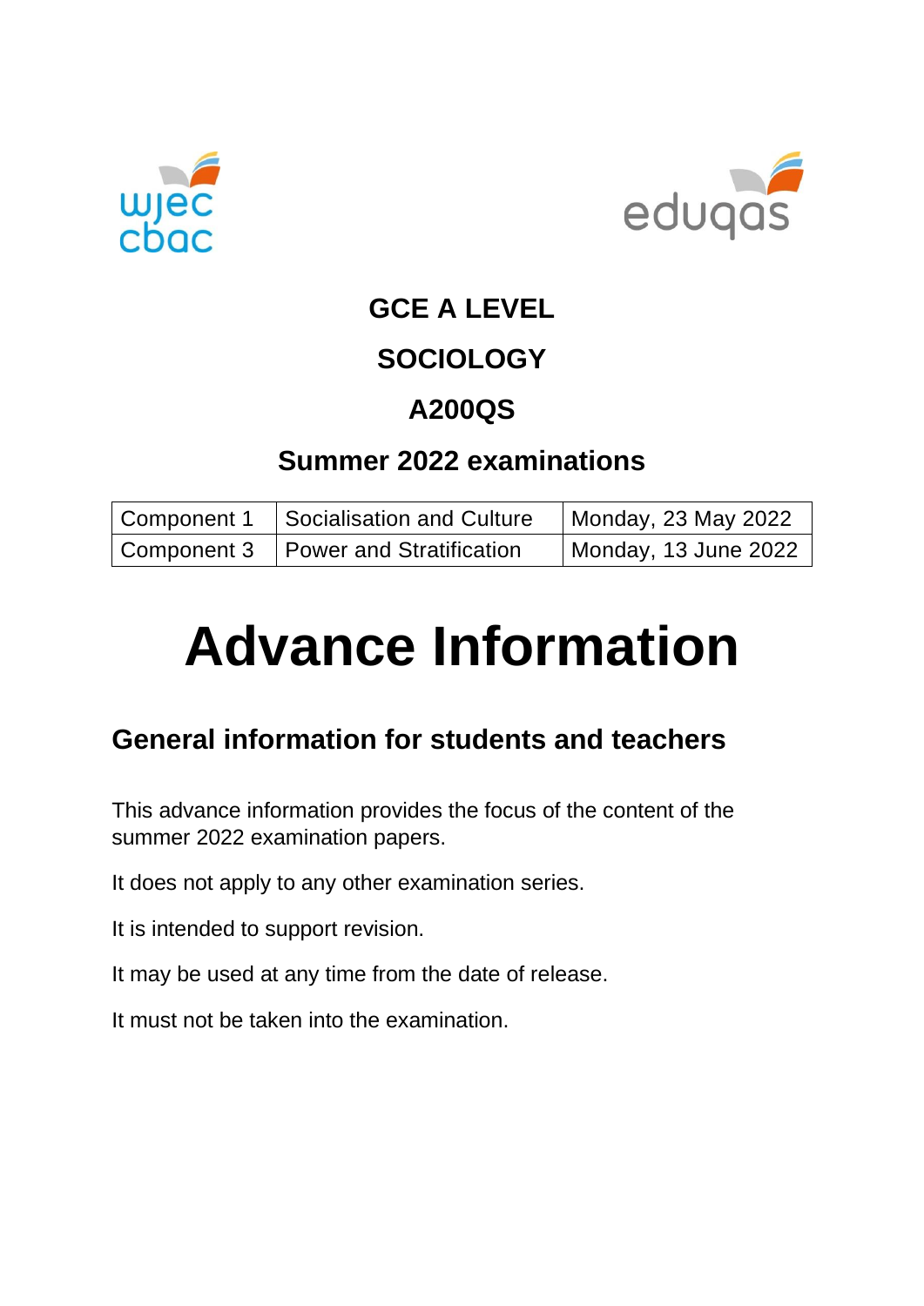# GCE A LEVEL

# SOCIOLOGY

# A200QS

## Summer 2022 examinations

| Component 1 | Socialisation and Culture | Monday, 23 May 2022 |
| --- | --- | --- |
| Component 3 | Power and Stratification | Monday, 13 June 2022 |

# Advance Information

## General information for students and teachers

This advance information provides the focus of the content of the summer 2022 examination papers.

It does not apply to any other examination series.

It is intended to support revision.

It may be used at any time from the date of release.

It must not be taken into the examination.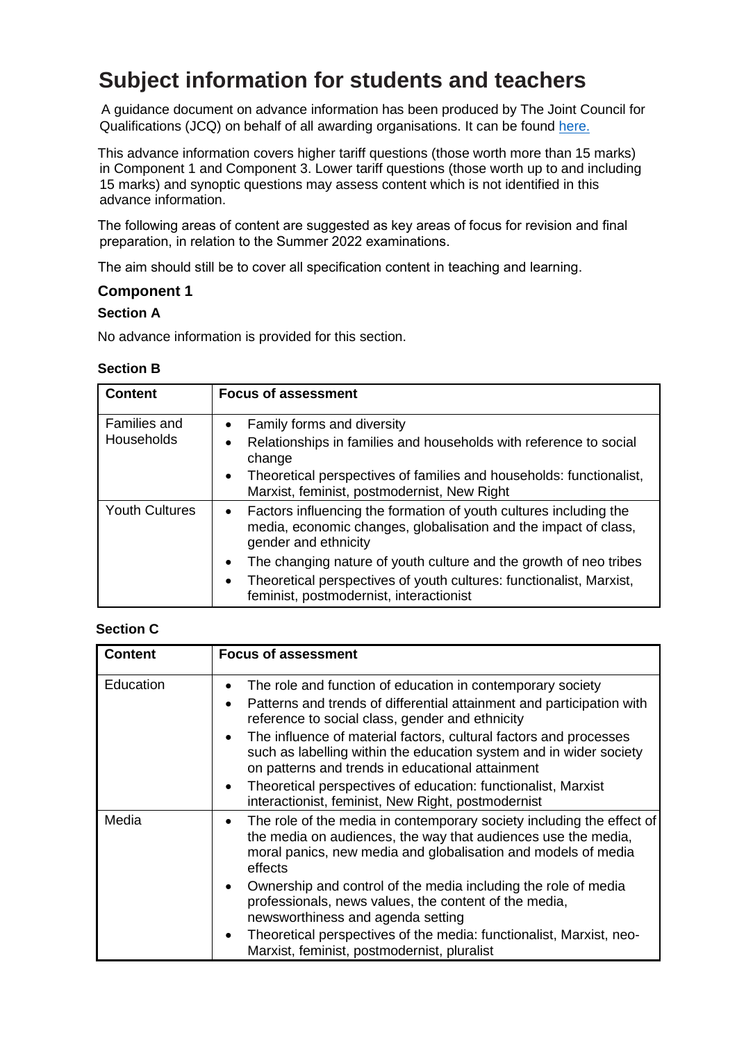# Subject information for students and teachers

A guidance document on advance information has been produced by The Joint Council for Qualifications (JCQ) on behalf of all awarding organisations. It can be found [here.](here)

This advance information covers higher tariff questions (those worth more than 15 marks) in Component 1 and Component 3. Lower tariff questions (those worth up to and including 15 marks) and synoptic questions may assess content which is not identified in this advance information.

The following areas of content are suggested as key areas of focus for revision and final preparation, in relation to the Summer 2022 examinations.

The aim should still be to cover all specification content in teaching and learning.

## Component 1

### Section A

No advance information is provided for this section.

### Section B

| Content | Focus of assessment |
| --- | --- |
| Families and Households | • Family forms and diversity<br>• Relationships in families and households with reference to social change<br>• Theoretical perspectives of families and households: functionalist, Marxist, feminist, postmodernist, New Right |
| Youth Cultures | • Factors influencing the formation of youth cultures including the media, economic changes, globalisation and the impact of class, gender and ethnicity<br>• The changing nature of youth culture and the growth of neo tribes<br>• Theoretical perspectives of youth cultures: functionalist, Marxist, feminist, postmodernist, interactionist |

### Section C

| Content | Focus of assessment |
| --- | --- |
| Education | • The role and function of education in contemporary society<br>• Patterns and trends of differential attainment and participation with reference to social class, gender and ethnicity<br>• The influence of material factors, cultural factors and processes such as labelling within the education system and in wider society on patterns and trends in educational attainment<br>• Theoretical perspectives of education: functionalist, Marxist interactionist, feminist, New Right, postmodernist |
| Media | • The role of the media in contemporary society including the effect of the media on audiences, the way that audiences use the media, moral panics, new media and globalisation and models of media effects<br>• Ownership and control of the media including the role of media professionals, news values, the content of the media, newsworthiness and agenda setting<br>• Theoretical perspectives of the media: functionalist, Marxist, neo-Marxist, feminist, postmodernist, pluralist |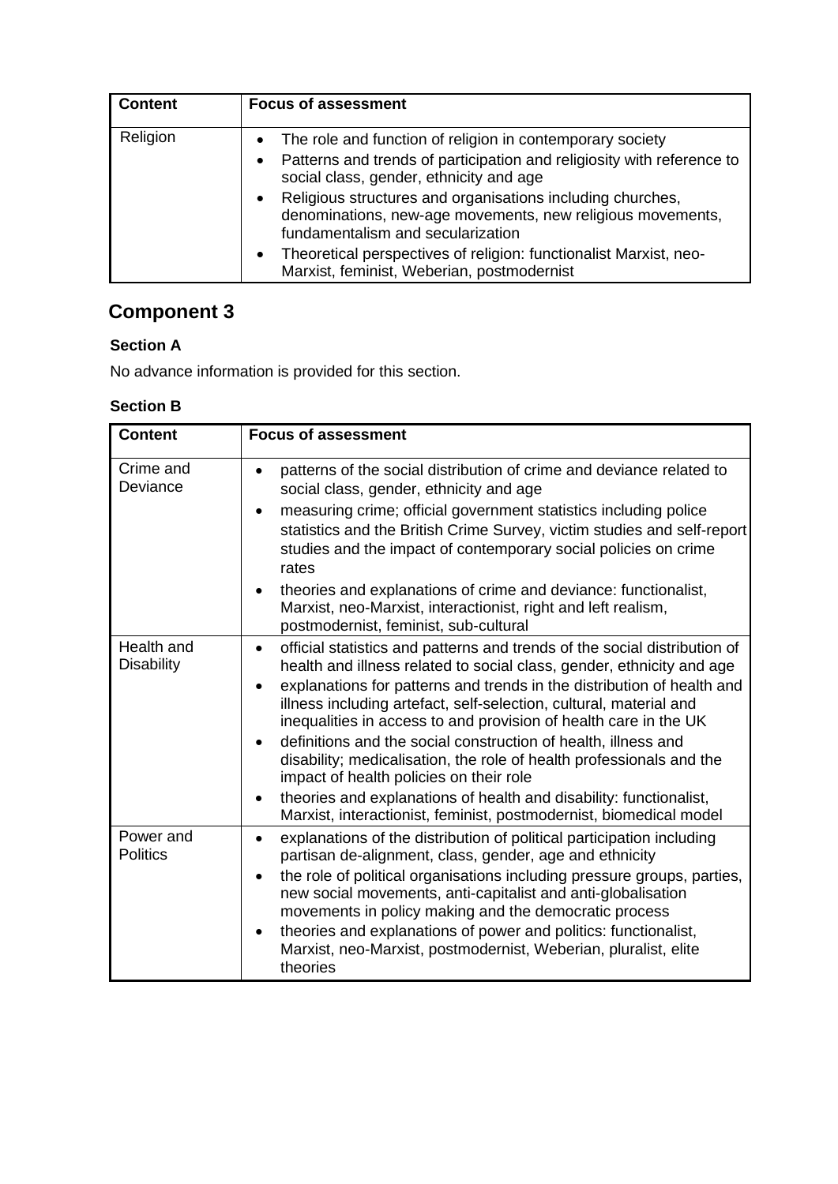| Content | Focus of assessment |
|---|---|
| Religion | • The role and function of religion in contemporary society<br>• Patterns and trends of participation and religiosity with reference to social class, gender, ethnicity and age<br>• Religious structures and organisations including churches, denominations, new-age movements, new religious movements, fundamentalism and secularization<br>• Theoretical perspectives of religion: functionalist Marxist, neo-Marxist, feminist, Weberian, postmodernist |

## Component 3

### Section A

No advance information is provided for this section.

### Section B

| Content | Focus of assessment |
|---|---|
| Crime and Deviance | • patterns of the social distribution of crime and deviance related to social class, gender, ethnicity and age<br>• measuring crime; official government statistics including police statistics and the British Crime Survey, victim studies and self-report studies and the impact of contemporary social policies on crime rates<br>• theories and explanations of crime and deviance: functionalist, Marxist, neo-Marxist, interactionist, right and left realism, postmodernist, feminist, sub-cultural |
| Health and Disability | • official statistics and patterns and trends of the social distribution of health and illness related to social class, gender, ethnicity and age<br>• explanations for patterns and trends in the distribution of health and illness including artefact, self-selection, cultural, material and inequalities in access to and provision of health care in the UK<br>• definitions and the social construction of health, illness and disability; medicalisation, the role of health professionals and the impact of health policies on their role<br>• theories and explanations of health and disability: functionalist, Marxist, interactionist, feminist, postmodernist, biomedical model |
| Power and Politics | • explanations of the distribution of political participation including partisan de-alignment, class, gender, age and ethnicity<br>• the role of political organisations including pressure groups, parties, new social movements, anti-capitalist and anti-globalisation movements in policy making and the democratic process<br>• theories and explanations of power and politics: functionalist, Marxist, neo-Marxist, postmodernist, Weberian, pluralist, elite theories |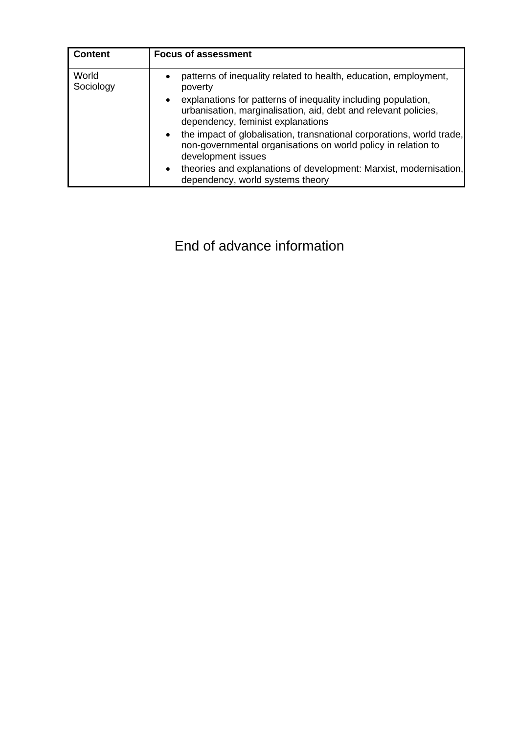| Content | Focus of assessment |
| --- | --- |
| World Sociology | • patterns of inequality related to health, education, employment, poverty<br>• explanations for patterns of inequality including population, urbanisation, marginalisation, aid, debt and relevant policies, dependency, feminist explanations<br>• the impact of globalisation, transnational corporations, world trade, non-governmental organisations on world policy in relation to development issues<br>• theories and explanations of development: Marxist, modernisation, dependency, world systems theory |

End of advance information